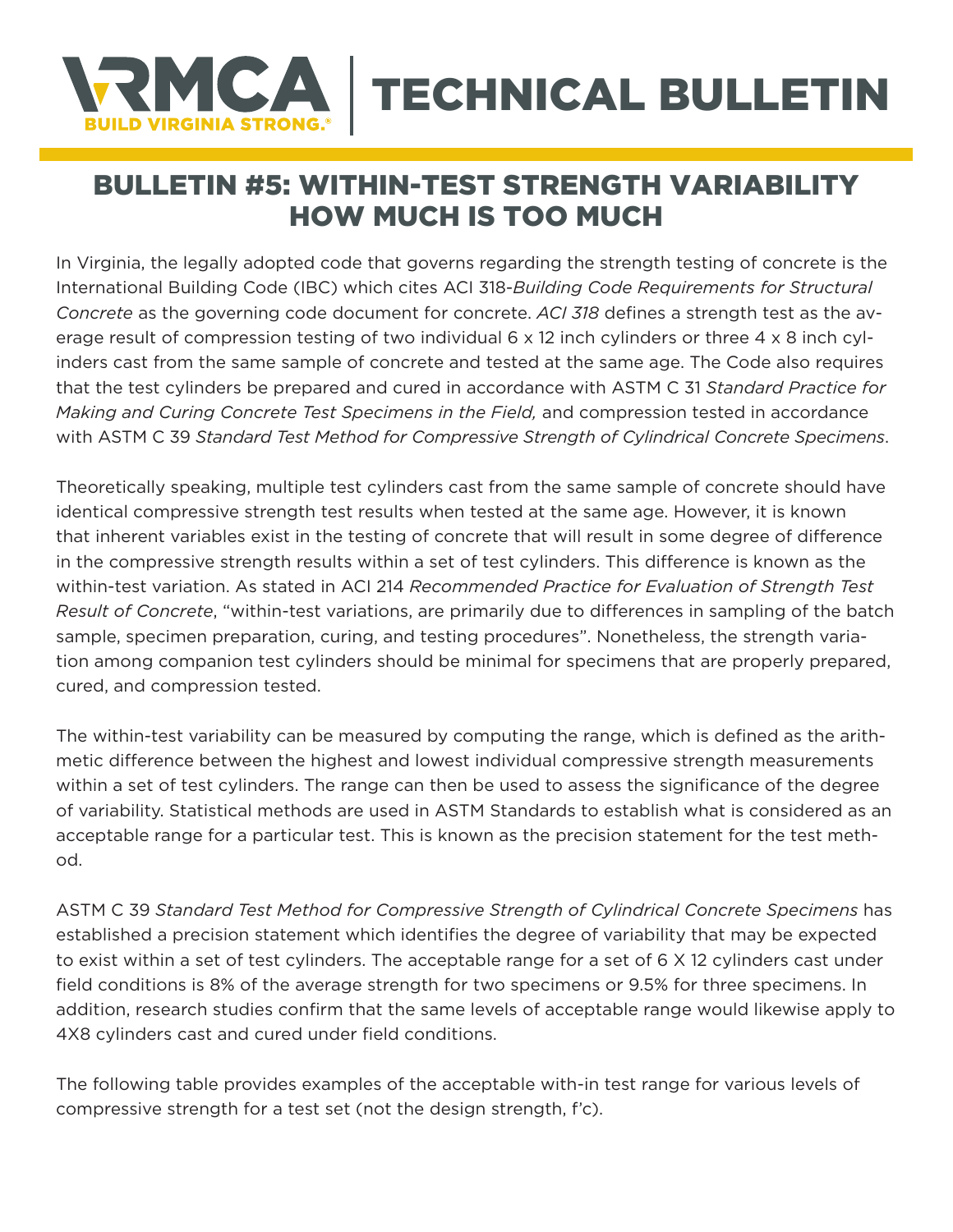# VRMCA | TECHNICAL BULLETIN

BUILD VIRGINIA STRONG.®

## BULLETIN #5: WITHIN-TEST STRENGTH VARIABILITY HOW MUCH IS TOO MUCH

In Virginia, the legally adopted code that governs regarding the strength testing of concrete is the International Building Code (IBC) which cites ACI 318-*Building Code Requirements for Structural Concrete* as the governing code document for concrete. *ACI 318* defines a strength test as the average result of compression testing of two individual 6 x 12 inch cylinders or three 4 x 8 inch cylinders cast from the same sample of concrete and tested at the same age. The Code also requires that the test cylinders be prepared and cured in accordance with ASTM C 31 *Standard Practice for Making and Curing Concrete Test Specimens in the Field,* and compression tested in accordance with ASTM C 39 *Standard Test Method for Compressive Strength of Cylindrical Concrete Specimens*.

Theoretically speaking, multiple test cylinders cast from the same sample of concrete should have identical compressive strength test results when tested at the same age. However, it is known that inherent variables exist in the testing of concrete that will result in some degree of difference in the compressive strength results within a set of test cylinders. This difference is known as the within-test variation. As stated in ACI 214 *Recommended Practice for Evaluation of Strength Test Result of Concrete*, "within-test variations, are primarily due to differences in sampling of the batch sample, specimen preparation, curing, and testing procedures". Nonetheless, the strength variation among companion test cylinders should be minimal for specimens that are properly prepared, cured, and compression tested.

The within-test variability can be measured by computing the range, which is defined as the arithmetic difference between the highest and lowest individual compressive strength measurements within a set of test cylinders. The range can then be used to assess the significance of the degree of variability. Statistical methods are used in ASTM Standards to establish what is considered as an acceptable range for a particular test. This is known as the precision statement for the test method.

ASTM C 39 *Standard Test Method for Compressive Strength of Cylindrical Concrete Specimens* has established a precision statement which identifies the degree of variability that may be expected to exist within a set of test cylinders. The acceptable range for a set of 6 X 12 cylinders cast under field conditions is 8% of the average strength for two specimens or 9.5% for three specimens. In addition, research studies confirm that the same levels of acceptable range would likewise apply to 4X8 cylinders cast and cured under field conditions.

The following table provides examples of the acceptable with-in test range for various levels of compressive strength for a test set (not the design strength, f'c).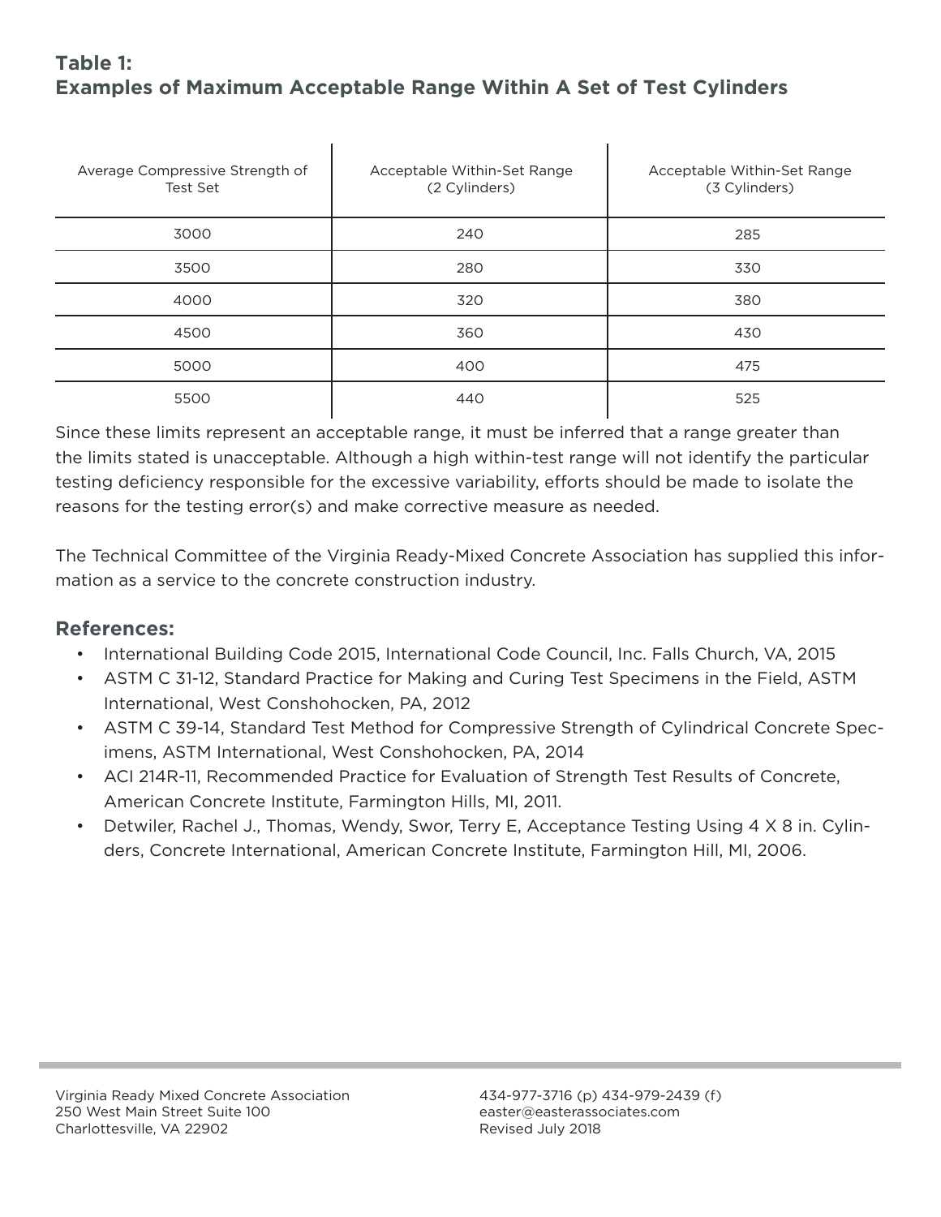**Table 1:**
**Examples of Maximum Acceptable Range Within A Set of Test Cylinders**

| Average Compressive Strength of Test Set | Acceptable Within-Set Range (2 Cylinders) | Acceptable Within-Set Range (3 Cylinders) |
|---|---|---|
| 3000 | 240 | 285 |
| 3500 | 280 | 330 |
| 4000 | 320 | 380 |
| 4500 | 360 | 430 |
| 5000 | 400 | 475 |
| 5500 | 440 | 525 |

Since these limits represent an acceptable range, it must be inferred that a range greater than the limits stated is unacceptable. Although a high within-test range will not identify the particular testing deficiency responsible for the excessive variability, efforts should be made to isolate the reasons for the testing error(s) and make corrective measure as needed.

The Technical Committee of the Virginia Ready-Mixed Concrete Association has supplied this information as a service to the concrete construction industry.

## References:

- International Building Code 2015, International Code Council, Inc. Falls Church, VA, 2015
- ASTM C 31-12, Standard Practice for Making and Curing Test Specimens in the Field, ASTM International, West Conshohocken, PA, 2012
- ASTM C 39-14, Standard Test Method for Compressive Strength of Cylindrical Concrete Specimens, ASTM International, West Conshohocken, PA, 2014
- ACI 214R-11, Recommended Practice for Evaluation of Strength Test Results of Concrete, American Concrete Institute, Farmington Hills, MI, 2011.
- Detwiler, Rachel J., Thomas, Wendy, Swor, Terry E, Acceptance Testing Using 4 X 8 in. Cylinders, Concrete International, American Concrete Institute, Farmington Hill, MI, 2006.

Virginia Ready Mixed Concrete Association
250 West Main Street Suite 100
Charlottesville, VA 22902

434-977-3716 (p) 434-979-2439 (f)
easter@easterassociates.com
Revised July 2018